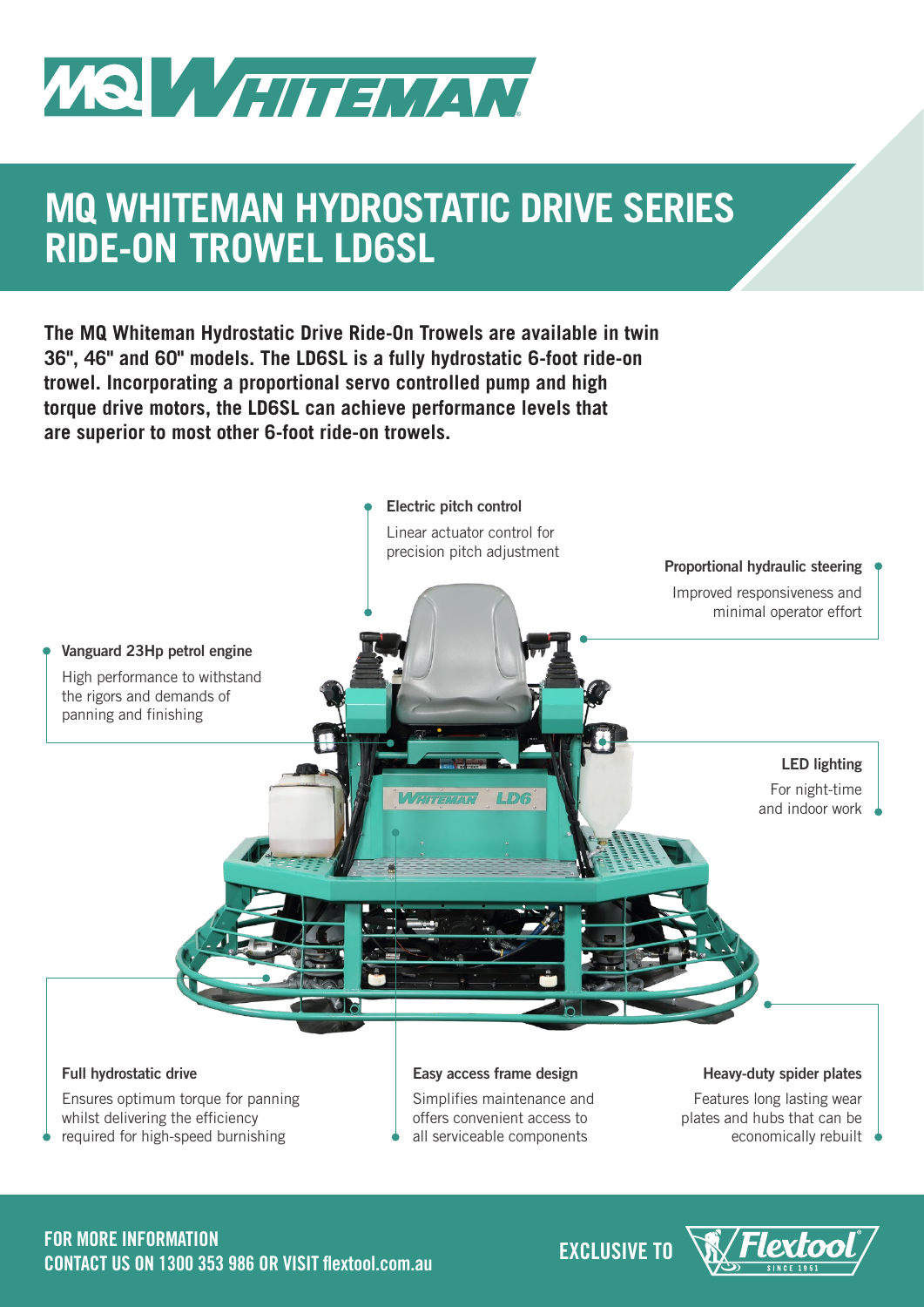# MQ WHITEMAN

## MQ WHITEMAN HYDROSTATIC DRIVE SERIES RIDE-ON TROWEL LD6SL

**The MQ Whiteman Hydrostatic Drive Ride-On Trowels are available in twin 36", 46" and 60" models. The LD6SL is a fully hydrostatic 6-foot ride-on trowel. Incorporating a proportional servo controlled pump and high torque drive motors, the LD6SL can achieve performance levels that are superior to most other 6-foot ride-on trowels.**

**Electric pitch control**
Linear actuator control for precision pitch adjustment

**Proportional hydraulic steering**
Improved responsiveness and minimal operator effort

**Vanguard 23Hp petrol engine**
High performance to withstand the rigors and demands of panning and finishing

**LED lighting**
For night-time and indoor work

**Full hydrostatic drive**
Ensures optimum torque for panning whilst delivering the efficiency required for high-speed burnishing

**Easy access frame design**
Simplifies maintenance and offers convenient access to all serviceable components

**Heavy-duty spider plates**
Features long lasting wear plates and hubs that can be economically rebuilt

**FOR MORE INFORMATION**
**CONTACT US ON 1300 353 986 OR VISIT flextool.com.au**

**EXCLUSIVE TO** Flextool SINCE 1951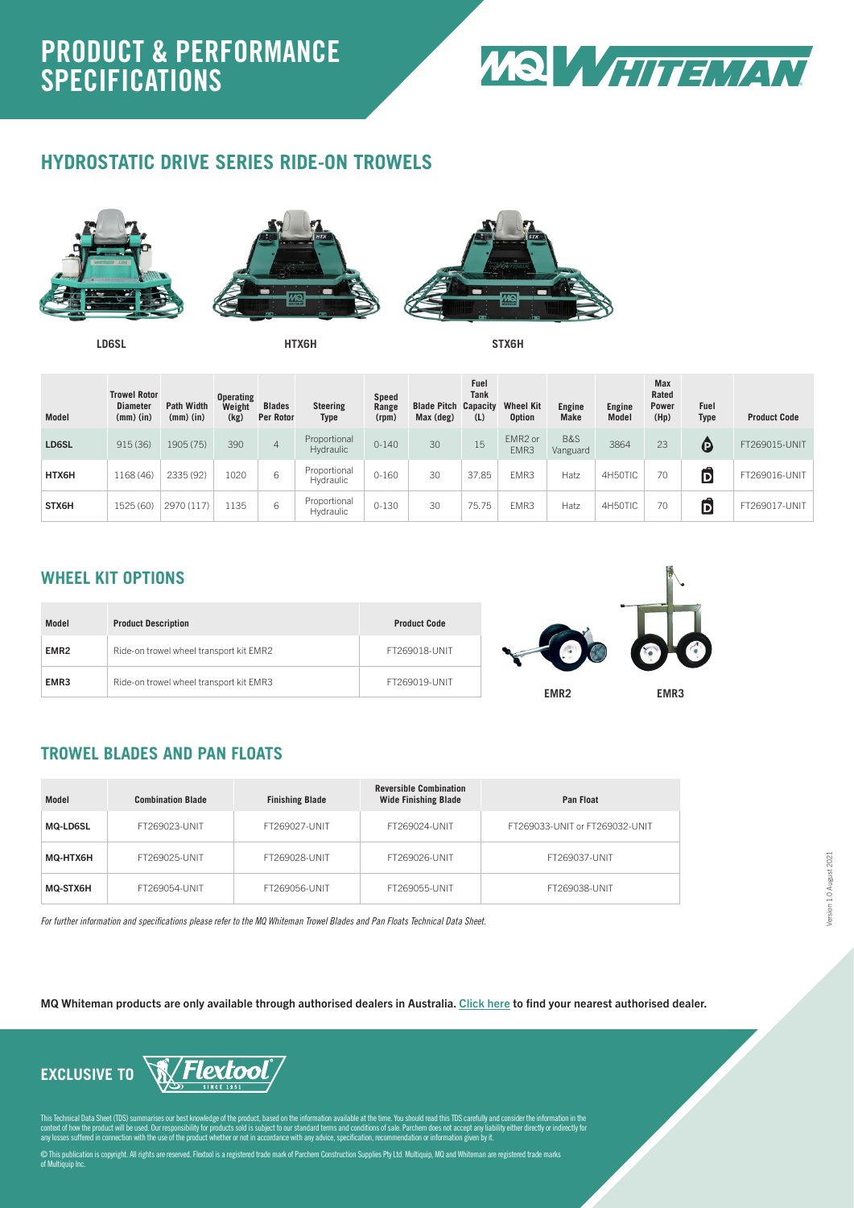# PRODUCT & PERFORMANCE SPECIFICATIONS

MQ WHITEMAN

## HYDROSTATIC DRIVE SERIES RIDE-ON TROWELS

LD6SL

HTX6H

STX6H

| Model | Trowel Rotor Diameter (mm) (in) | Path Width (mm) (in) | Operating Weight (kg) | Blades Per Rotor | Steering Type | Speed Range (rpm) | Blade Pitch Max (deg) | Fuel Tank Capacity (L) | Wheel Kit Option | Engine Make | Engine Model | Max Rated Power (Hp) | Fuel Type | Product Code |
|---|---|---|---|---|---|---|---|---|---|---|---|---|---|---|
| LD6SL | 915 (36) | 1905 (75) | 390 | 4 | Proportional Hydraulic | 0-140 | 30 | 15 | EMR2 or EMR3 | B&S Vanguard | 3864 | 23 | P | FT269015-UNIT |
| HTX6H | 1168 (46) | 2335 (92) | 1020 | 6 | Proportional Hydraulic | 0-160 | 30 | 37.85 | EMR3 | Hatz | 4H50TIC | 70 | D | FT269016-UNIT |
| STX6H | 1525 (60) | 2970 (117) | 1135 | 6 | Proportional Hydraulic | 0-130 | 30 | 75.75 | EMR3 | Hatz | 4H50TIC | 70 | D | FT269017-UNIT |

## WHEEL KIT OPTIONS

| Model | Product Description | Product Code |
|---|---|---|
| EMR2 | Ride-on trowel wheel transport kit EMR2 | FT269018-UNIT |
| EMR3 | Ride-on trowel wheel transport kit EMR3 | FT269019-UNIT |

EMR2

EMR3

## TROWEL BLADES AND PAN FLOATS

| Model | Combination Blade | Finishing Blade | Reversible Combination Wide Finishing Blade | Pan Float |
|---|---|---|---|---|
| MQ-LD6SL | FT269023-UNIT | FT269027-UNIT | FT269024-UNIT | FT269033-UNIT or FT269032-UNIT |
| MQ-HTX6H | FT269025-UNIT | FT269028-UNIT | FT269026-UNIT | FT269037-UNIT |
| MQ-STX6H | FT269054-UNIT | FT269056-UNIT | FT269055-UNIT | FT269038-UNIT |

*For further information and specifications please refer to the MQ Whiteman Trowel Blades and Pan Floats Technical Data Sheet.*

**MQ Whiteman products are only available through authorised dealers in Australia. Click here to find your nearest authorised dealer.**

Version 1.0 August 2021

**EXCLUSIVE TO** Flextool SINCE 1951

This Technical Data Sheet (TDS) summarises our best knowledge of the product, based on the information available at the time. You should read this TDS carefully and consider the information in the context of how the product will be used. Our responsibility for products sold is subject to our standard terms and conditions of sale. Parchem does not accept any liability either directly or indirectly for any losses suffered in connection with the use of the product whether or not in accordance with any advice, specification, recommendation or information given by it.

© This publication is copyright. All rights are reserved. Flextool is a registered trade mark of Parchem Construction Supplies Pty Ltd. Multiquip, MQ and Whiteman are registered trade marks of Multiquip Inc.